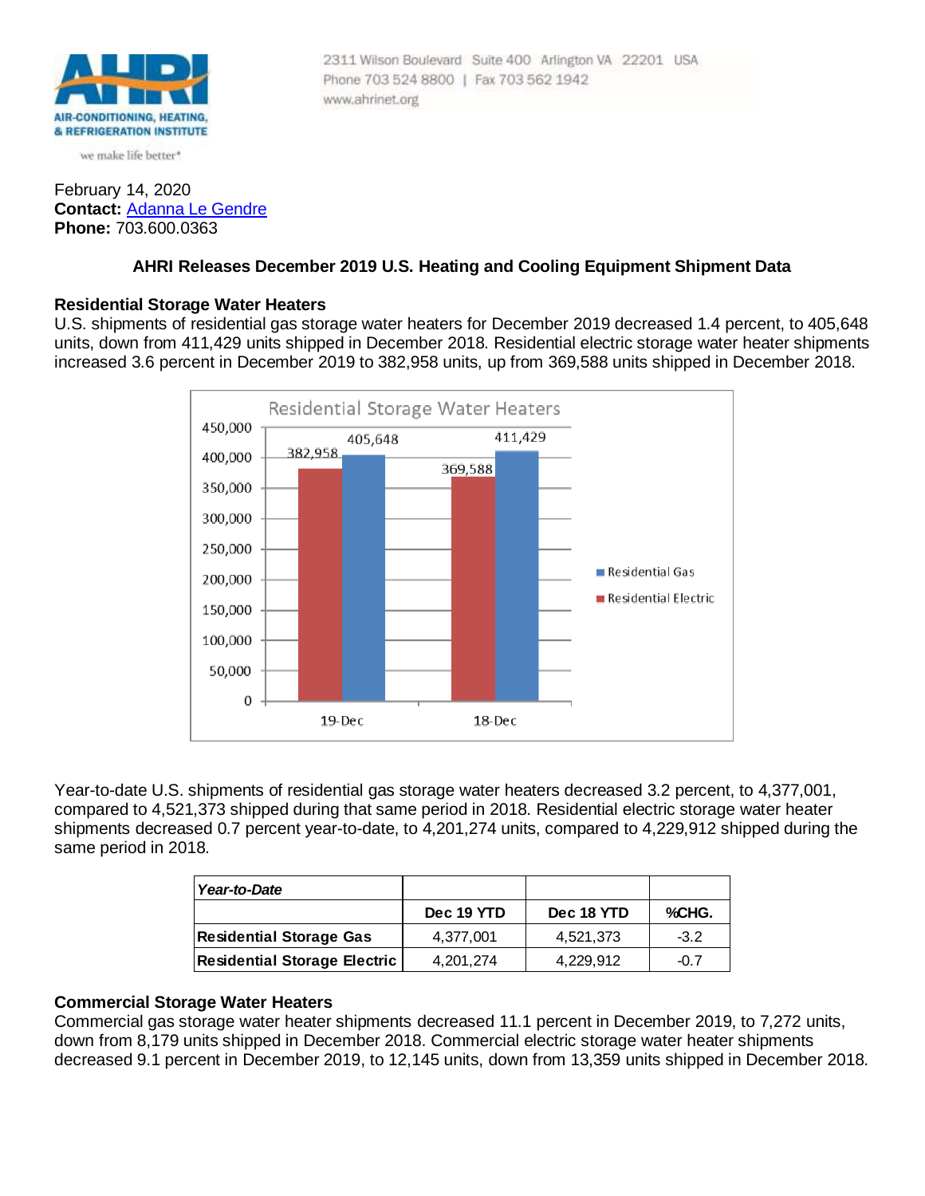AHRI
AIR-CONDITIONING, HEATING, & REFRIGERATION INSTITUTE

we make life better*

2311 Wilson Boulevard Suite 400 Arlington VA 22201 USA
Phone 703 524 8800 | Fax 703 562 1942
www.ahrinet.org

February 14, 2020
**Contact:** Adanna Le Gendre
**Phone:** 703.600.0363

### AHRI Releases December 2019 U.S. Heating and Cooling Equipment Shipment Data

## Residential Storage Water Heaters

U.S. shipments of residential gas storage water heaters for December 2019 decreased 1.4 percent, to 405,648 units, down from 411,429 units shipped in December 2018. Residential electric storage water heater shipments increased 3.6 percent in December 2019 to 382,958 units, up from 369,588 units shipped in December 2018.

Residential Storage Water Heaters

| | Residential Electric | Residential Gas |
|---|---|---|
| 19-Dec | 382,958 | 405,648 |
| 18-Dec | 369,588 | 411,429 |

Year-to-date U.S. shipments of residential gas storage water heaters decreased 3.2 percent, to 4,377,001, compared to 4,521,373 shipped during that same period in 2018. Residential electric storage water heater shipments decreased 0.7 percent year-to-date, to 4,201,274 units, compared to 4,229,912 shipped during the same period in 2018.

| *Year-to-Date* | | | |
|---|---|---|---|
| | **Dec 19 YTD** | **Dec 18 YTD** | **%CHG.** |
| **Residential Storage Gas** | 4,377,001 | 4,521,373 | -3.2 |
| **Residential Storage Electric** | 4,201,274 | 4,229,912 | -0.7 |

## Commercial Storage Water Heaters

Commercial gas storage water heater shipments decreased 11.1 percent in December 2019, to 7,272 units, down from 8,179 units shipped in December 2018. Commercial electric storage water heater shipments decreased 9.1 percent in December 2019, to 12,145 units, down from 13,359 units shipped in December 2018.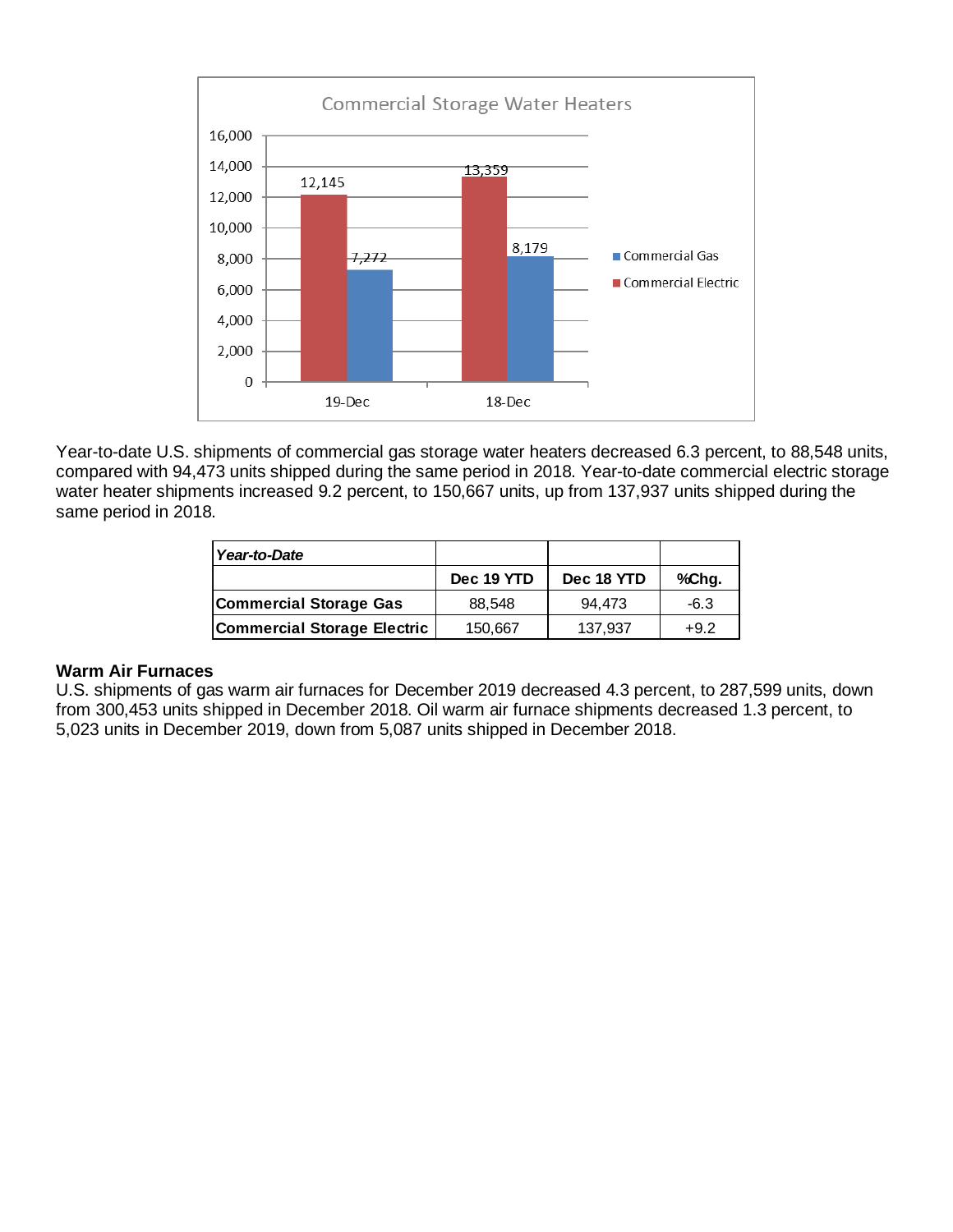Commercial Storage Water Heaters

| | Commercial Electric | Commercial Gas |
|---|---|---|
| 19-Dec | 12,145 | 7,272 |
| 18-Dec | 13,359 | 8,179 |

Year-to-date U.S. shipments of commercial gas storage water heaters decreased 6.3 percent, to 88,548 units, compared with 94,473 units shipped during the same period in 2018. Year-to-date commercial electric storage water heater shipments increased 9.2 percent, to 150,667 units, up from 137,937 units shipped during the same period in 2018.

| *Year-to-Date* | | | |
|---|---|---|---|
| | **Dec 19 YTD** | **Dec 18 YTD** | **%Chg.** |
| **Commercial Storage Gas** | 88,548 | 94,473 | -6.3 |
| **Commercial Storage Electric** | 150,667 | 137,937 | +9.2 |

**Warm Air Furnaces**

U.S. shipments of gas warm air furnaces for December 2019 decreased 4.3 percent, to 287,599 units, down from 300,453 units shipped in December 2018. Oil warm air furnace shipments decreased 1.3 percent, to 5,023 units in December 2019, down from 5,087 units shipped in December 2018.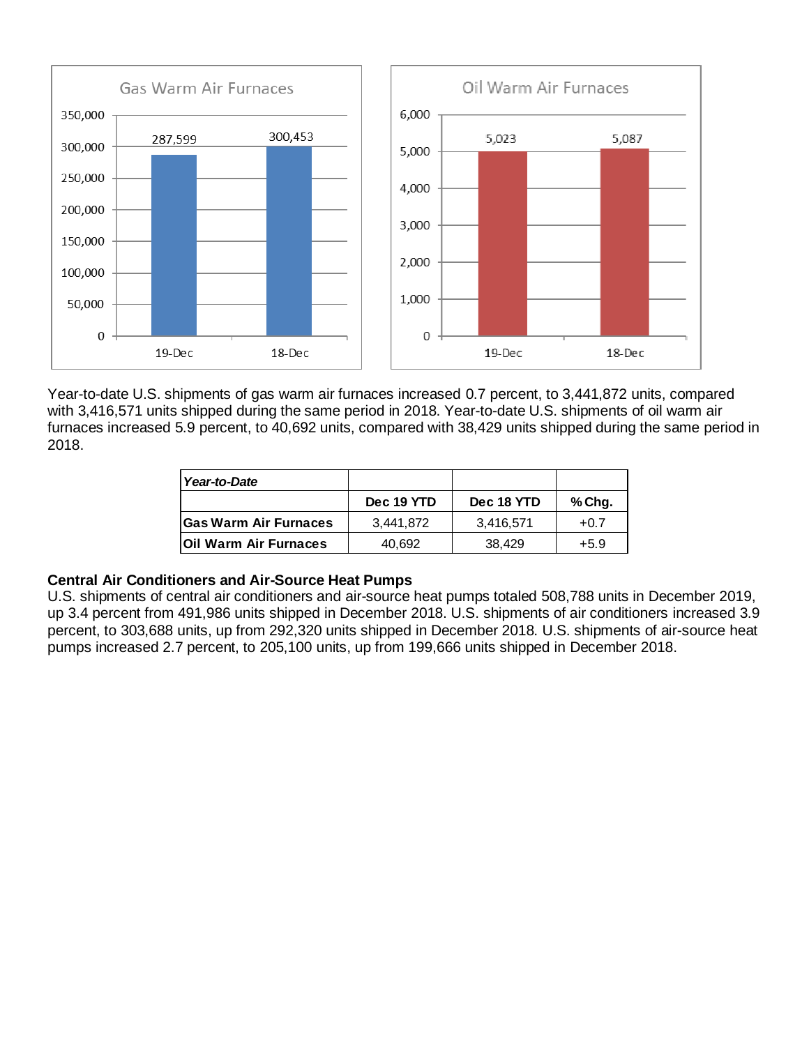Year-to-date U.S. shipments of gas warm air furnaces increased 0.7 percent, to 3,441,872 units, compared with 3,416,571 units shipped during the same period in 2018. Year-to-date U.S. shipments of oil warm air furnaces increased 5.9 percent, to 40,692 units, compared with 38,429 units shipped during the same period in 2018.

| *Year-to-Date* | | | |
|---|---|---|---|
| | **Dec 19 YTD** | **Dec 18 YTD** | **% Chg.** |
| **Gas Warm Air Furnaces** | 3,441,872 | 3,416,571 | +0.7 |
| **Oil Warm Air Furnaces** | 40,692 | 38,429 | +5.9 |

**Central Air Conditioners and Air-Source Heat Pumps**

U.S. shipments of central air conditioners and air-source heat pumps totaled 508,788 units in December 2019, up 3.4 percent from 491,986 units shipped in December 2018. U.S. shipments of air conditioners increased 3.9 percent, to 303,688 units, up from 292,320 units shipped in December 2018. U.S. shipments of air-source heat pumps increased 2.7 percent, to 205,100 units, up from 199,666 units shipped in December 2018.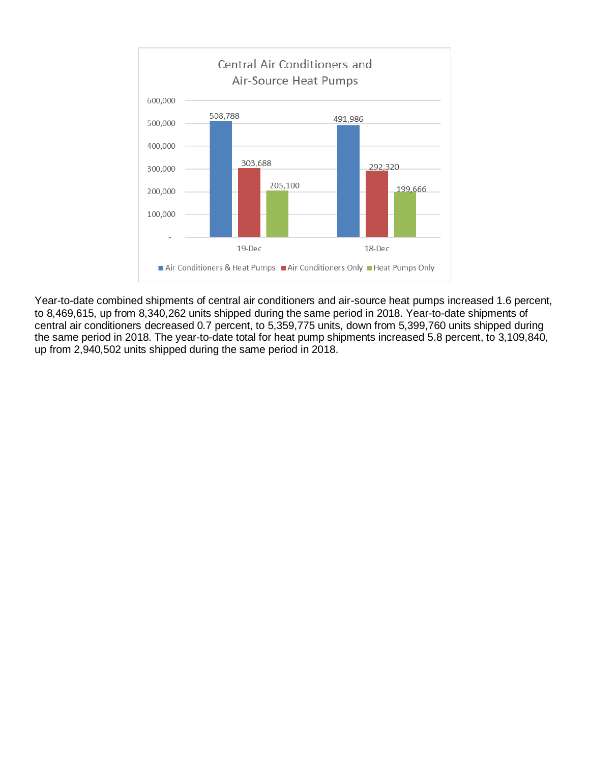## Central Air Conditioners and Air-Source Heat Pumps

| | Air Conditioners & Heat Pumps | Air Conditioners Only | Heat Pumps Only |
|---|---|---|---|
| 19-Dec | 508,788 | 303,688 | 205,100 |
| 18-Dec | 491,986 | 292,320 | 199,666 |

Year-to-date combined shipments of central air conditioners and air-source heat pumps increased 1.6 percent, to 8,469,615, up from 8,340,262 units shipped during the same period in 2018. Year-to-date shipments of central air conditioners decreased 0.7 percent, to 5,359,775 units, down from 5,399,760 units shipped during the same period in 2018. The year-to-date total for heat pump shipments increased 5.8 percent, to 3,109,840, up from 2,940,502 units shipped during the same period in 2018.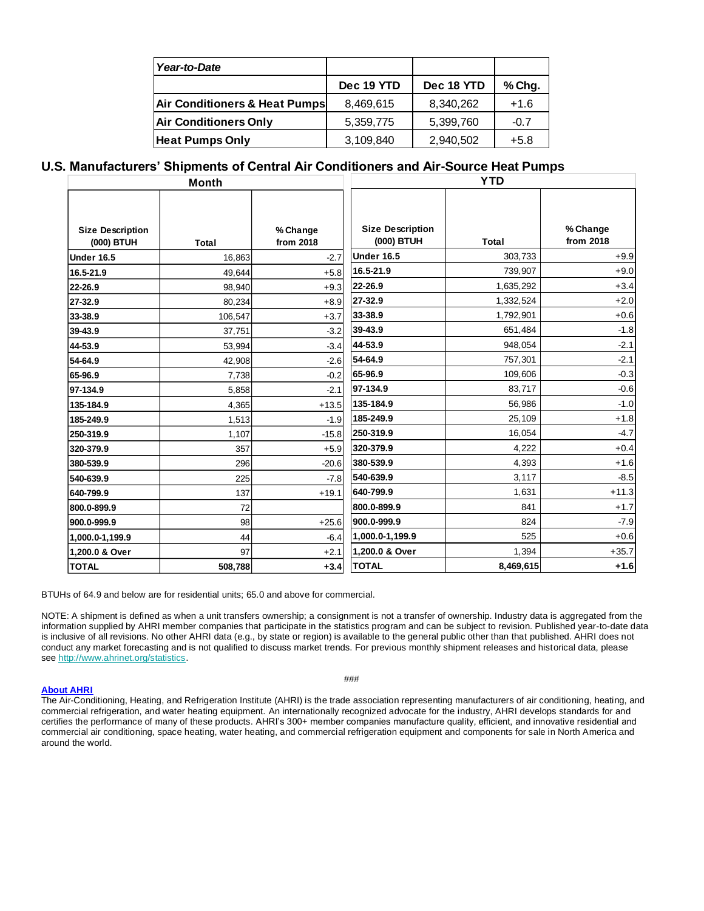| *Year-to-Date* | | | |
|---|---|---|---|
| | **Dec 19 YTD** | **Dec 18 YTD** | **% Chg.** |
| **Air Conditioners & Heat Pumps** | 8,469,615 | 8,340,262 | +1.6 |
| **Air Conditioners Only** | 5,359,775 | 5,399,760 | -0.7 |
| **Heat Pumps Only** | 3,109,840 | 2,940,502 | +5.8 |

## U.S. Manufacturers' Shipments of Central Air Conditioners and Air-Source Heat Pumps

| Month | | | YTD | | |
|---|---|---|---|---|---|
| **Size Description (000) BTUH** | **Total** | **% Change from 2018** | **Size Description (000) BTUH** | **Total** | **% Change from 2018** |
| **Under 16.5** | 16,863 | -2.7 | **Under 16.5** | 303,733 | +9.9 |
| **16.5-21.9** | 49,644 | +5.8 | **16.5-21.9** | 739,907 | +9.0 |
| **22-26.9** | 98,940 | +9.3 | **22-26.9** | 1,635,292 | +3.4 |
| **27-32.9** | 80,234 | +8.9 | **27-32.9** | 1,332,524 | +2.0 |
| **33-38.9** | 106,547 | +3.7 | **33-38.9** | 1,792,901 | +0.6 |
| **39-43.9** | 37,751 | -3.2 | **39-43.9** | 651,484 | -1.8 |
| **44-53.9** | 53,994 | -3.4 | **44-53.9** | 948,054 | -2.1 |
| **54-64.9** | 42,908 | -2.6 | **54-64.9** | 757,301 | -2.1 |
| **65-96.9** | 7,738 | -0.2 | **65-96.9** | 109,606 | -0.3 |
| **97-134.9** | 5,858 | -2.1 | **97-134.9** | 83,717 | -0.6 |
| **135-184.9** | 4,365 | +13.5 | **135-184.9** | 56,986 | -1.0 |
| **185-249.9** | 1,513 | -1.9 | **185-249.9** | 25,109 | +1.8 |
| **250-319.9** | 1,107 | -15.8 | **250-319.9** | 16,054 | -4.7 |
| **320-379.9** | 357 | +5.9 | **320-379.9** | 4,222 | +0.4 |
| **380-539.9** | 296 | -20.6 | **380-539.9** | 4,393 | +1.6 |
| **540-639.9** | 225 | -7.8 | **540-639.9** | 3,117 | -8.5 |
| **640-799.9** | 137 | +19.1 | **640-799.9** | 1,631 | +11.3 |
| **800.0-899.9** | 72 | | **800.0-899.9** | 841 | +1.7 |
| **900.0-999.9** | 98 | +25.6 | **900.0-999.9** | 824 | -7.9 |
| **1,000.0-1,199.9** | 44 | -6.4 | **1,000.0-1,199.9** | 525 | +0.6 |
| **1,200.0 & Over** | 97 | +2.1 | **1,200.0 & Over** | 1,394 | +35.7 |
| **TOTAL** | **508,788** | **+3.4** | **TOTAL** | **8,469,615** | **+1.6** |

BTUHs of 64.9 and below are for residential units; 65.0 and above for commercial.

NOTE: A shipment is defined as when a unit transfers ownership; a consignment is not a transfer of ownership. Industry data is aggregated from the information supplied by AHRI member companies that participate in the statistics program and can be subject to revision. Published year-to-date data is inclusive of all revisions. No other AHRI data (e.g., by state or region) is available to the general public other than that published. AHRI does not conduct any market forecasting and is not qualified to discuss market trends. For previous monthly shipment releases and historical data, please see http://www.ahrinet.org/statistics.

###

**About AHRI**

The Air-Conditioning, Heating, and Refrigeration Institute (AHRI) is the trade association representing manufacturers of air conditioning, heating, and commercial refrigeration, and water heating equipment. An internationally recognized advocate for the industry, AHRI develops standards for and certifies the performance of many of these products. AHRI's 300+ member companies manufacture quality, efficient, and innovative residential and commercial air conditioning, space heating, water heating, and commercial refrigeration equipment and components for sale in North America and around the world.